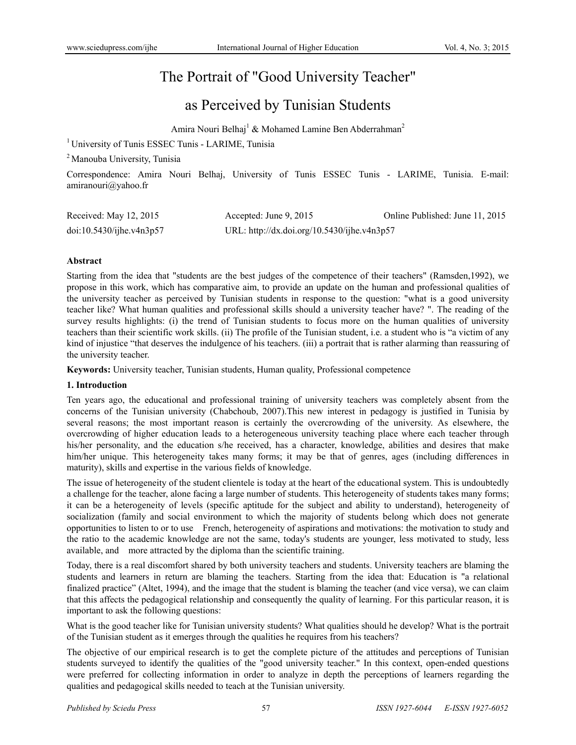# The Portrait of "Good University Teacher" as Perceived by Tunisian Students

Amira Nouri Belhaj[1] & Mohamed Lamine Ben Abderrahman[2]

[1] University of Tunis ESSEC Tunis - LARIME, Tunisia

[2] Manouba University, Tunisia

Correspondence: Amira Nouri Belhaj, University of Tunis ESSEC Tunis - LARIME, Tunisia. E-mail: amiranouri@yahoo.fr

Received: May 12, 2015 Accepted: June 9, 2015 Online Published: June 11, 2015

doi:10.5430/ijhe.v4n3p57 URL: http://dx.doi.org/10.5430/ijhe.v4n3p57

**Abstract**

Starting from the idea that "students are the best judges of the competence of their teachers" (Ramsden,1992), we propose in this work, which has comparative aim, to provide an update on the human and professional qualities of the university teacher as perceived by Tunisian students in response to the question: "what is a good university teacher like? What human qualities and professional skills should a university teacher have? ". The reading of the survey results highlights: (i) the trend of Tunisian students to focus more on the human qualities of university teachers than their scientific work skills. (ii) The profile of the Tunisian student, i.e. a student who is "a victim of any kind of injustice "that deserves the indulgence of his teachers. (iii) a portrait that is rather alarming than reassuring of the university teacher.

**Keywords:** University teacher, Tunisian students, Human quality, Professional competence

## 1. Introduction

Ten years ago, the educational and professional training of university teachers was completely absent from the concerns of the Tunisian university (Chabchoub, 2007).This new interest in pedagogy is justified in Tunisia by several reasons; the most important reason is certainly the overcrowding of the university. As elsewhere, the overcrowding of higher education leads to a heterogeneous university teaching place where each teacher through his/her personality, and the education s/he received, has a character, knowledge, abilities and desires that make him/her unique. This heterogeneity takes many forms; it may be that of genres, ages (including differences in maturity), skills and expertise in the various fields of knowledge.

The issue of heterogeneity of the student clientele is today at the heart of the educational system. This is undoubtedly a challenge for the teacher, alone facing a large number of students. This heterogeneity of students takes many forms; it can be a heterogeneity of levels (specific aptitude for the subject and ability to understand), heterogeneity of socialization (family and social environment to which the majority of students belong which does not generate opportunities to listen to or to use French, heterogeneity of aspirations and motivations: the motivation to study and the ratio to the academic knowledge are not the same, today's students are younger, less motivated to study, less available, and more attracted by the diploma than the scientific training.

Today, there is a real discomfort shared by both university teachers and students. University teachers are blaming the students and learners in return are blaming the teachers. Starting from the idea that: Education is "a relational finalized practice" (Altet, 1994), and the image that the student is blaming the teacher (and vice versa), we can claim that this affects the pedagogical relationship and consequently the quality of learning. For this particular reason, it is important to ask the following questions:

What is the good teacher like for Tunisian university students? What qualities should he develop? What is the portrait of the Tunisian student as it emerges through the qualities he requires from his teachers?

The objective of our empirical research is to get the complete picture of the attitudes and perceptions of Tunisian students surveyed to identify the qualities of the "good university teacher." In this context, open-ended questions were preferred for collecting information in order to analyze in depth the perceptions of learners regarding the qualities and pedagogical skills needed to teach at the Tunisian university.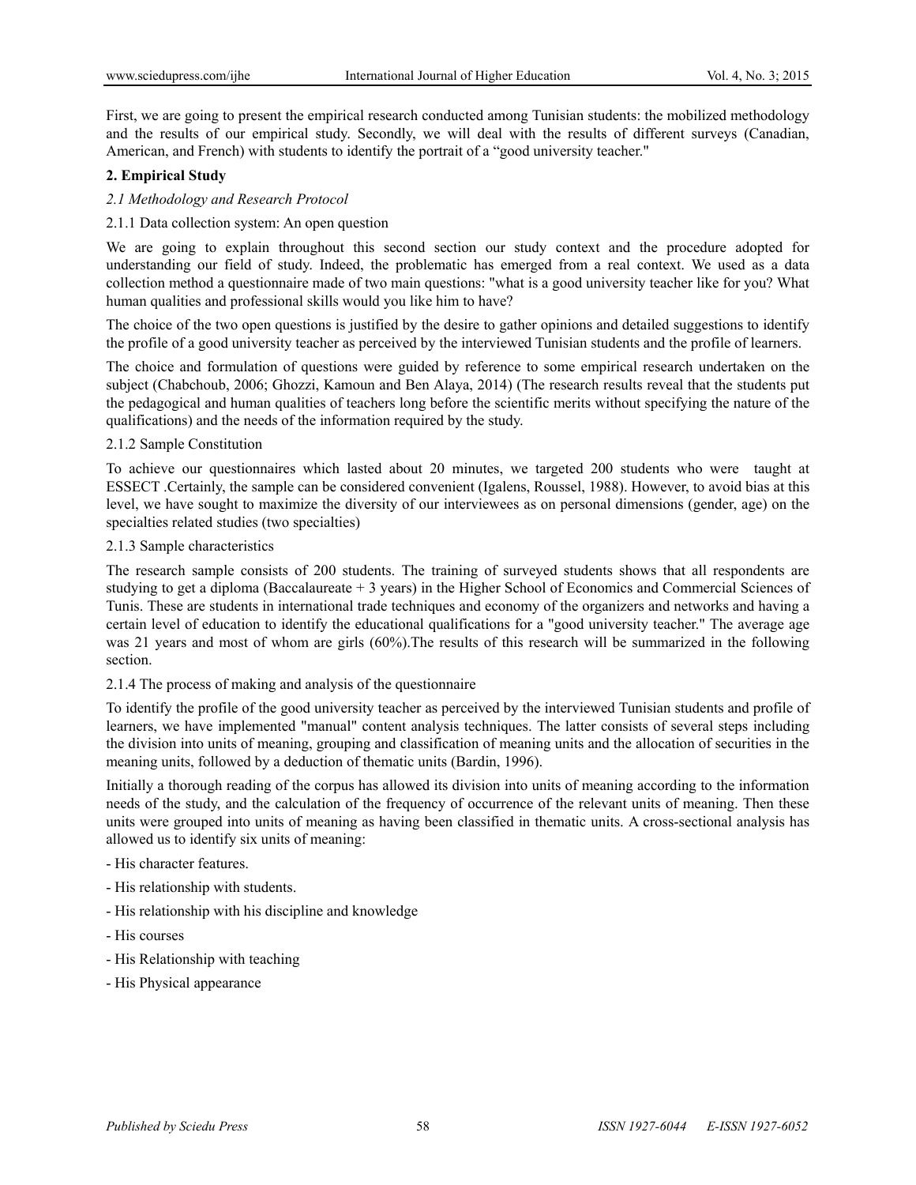First, we are going to present the empirical research conducted among Tunisian students: the mobilized methodology and the results of our empirical study. Secondly, we will deal with the results of different surveys (Canadian, American, and French) with students to identify the portrait of a "good university teacher."

## 2. Empirical Study

### *2.1 Methodology and Research Protocol*

#### 2.1.1 Data collection system: An open question

We are going to explain throughout this second section our study context and the procedure adopted for understanding our field of study. Indeed, the problematic has emerged from a real context. We used as a data collection method a questionnaire made of two main questions: "what is a good university teacher like for you? What human qualities and professional skills would you like him to have?

The choice of the two open questions is justified by the desire to gather opinions and detailed suggestions to identify the profile of a good university teacher as perceived by the interviewed Tunisian students and the profile of learners.

The choice and formulation of questions were guided by reference to some empirical research undertaken on the subject (Chabchoub, 2006; Ghozzi, Kamoun and Ben Alaya, 2014) (The research results reveal that the students put the pedagogical and human qualities of teachers long before the scientific merits without specifying the nature of the qualifications) and the needs of the information required by the study.

#### 2.1.2 Sample Constitution

To achieve our questionnaires which lasted about 20 minutes, we targeted 200 students who were taught at ESSECT .Certainly, the sample can be considered convenient (Igalens, Roussel, 1988). However, to avoid bias at this level, we have sought to maximize the diversity of our interviewees as on personal dimensions (gender, age) on the specialties related studies (two specialties)

#### 2.1.3 Sample characteristics

The research sample consists of 200 students. The training of surveyed students shows that all respondents are studying to get a diploma (Baccalaureate + 3 years) in the Higher School of Economics and Commercial Sciences of Tunis. These are students in international trade techniques and economy of the organizers and networks and having a certain level of education to identify the educational qualifications for a "good university teacher." The average age was 21 years and most of whom are girls (60%).The results of this research will be summarized in the following section.

#### 2.1.4 The process of making and analysis of the questionnaire

To identify the profile of the good university teacher as perceived by the interviewed Tunisian students and profile of learners, we have implemented "manual" content analysis techniques. The latter consists of several steps including the division into units of meaning, grouping and classification of meaning units and the allocation of securities in the meaning units, followed by a deduction of thematic units (Bardin, 1996).

Initially a thorough reading of the corpus has allowed its division into units of meaning according to the information needs of the study, and the calculation of the frequency of occurrence of the relevant units of meaning. Then these units were grouped into units of meaning as having been classified in thematic units. A cross-sectional analysis has allowed us to identify six units of meaning:

- His character features.
- His relationship with students.
- His relationship with his discipline and knowledge
- His courses
- His Relationship with teaching
- His Physical appearance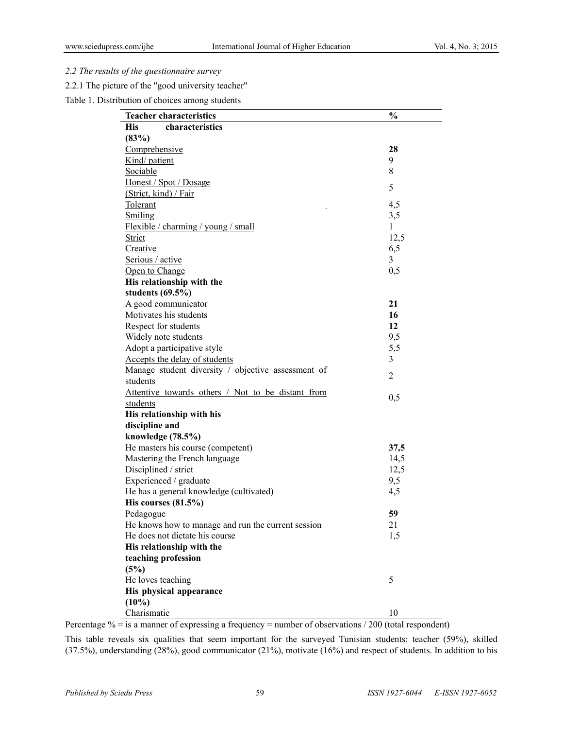*2.2 The results of the questionnaire survey*

2.2.1 The picture of the "good university teacher"

Table 1. Distribution of choices among students

| Teacher characteristics | % |
|---|---|
| **His characteristics (83%)** | |
| Comprehensive | **28** |
| Kind/ patient | 9 |
| Sociable | 8 |
| Honest / Spot / Dosage (Strict, kind) / Fair | 5 |
| Tolerant | 4,5 |
| Smiling | 3,5 |
| Flexible / charming / young / small | 1 |
| Strict | 12,5 |
| Creative | 6,5 |
| Serious / active | 3 |
| Open to Change | 0,5 |
| **His relationship with the students (69.5%)** | |
| A good communicator | **21** |
| Motivates his students | **16** |
| Respect for students | **12** |
| Widely note students | 9,5 |
| Adopt a participative style | 5,5 |
| Accepts the delay of students | 3 |
| Manage student diversity / objective assessment of students | 2 |
| Attentive towards others / Not to be distant from students | 0,5 |
| **His relationship with his discipline and knowledge (78.5%)** | |
| He masters his course (competent) | **37,5** |
| Mastering the French language | 14,5 |
| Disciplined / strict | 12,5 |
| Experienced / graduate | 9,5 |
| He has a general knowledge (cultivated) | 4,5 |
| **His courses (81.5%)** | |
| Pedagogue | **59** |
| He knows how to manage and run the current session | 21 |
| He does not dictate his course | 1,5 |
| **His relationship with the teaching profession (5%)** | |
| He loves teaching | 5 |
| **His physical appearance (10%)** | |
| Charismatic | 10 |

Percentage % = is a manner of expressing a frequency = number of observations / 200 (total respondent)

This table reveals six qualities that seem important for the surveyed Tunisian students: teacher (59%), skilled (37.5%), understanding (28%), good communicator (21%), motivate (16%) and respect of students. In addition to his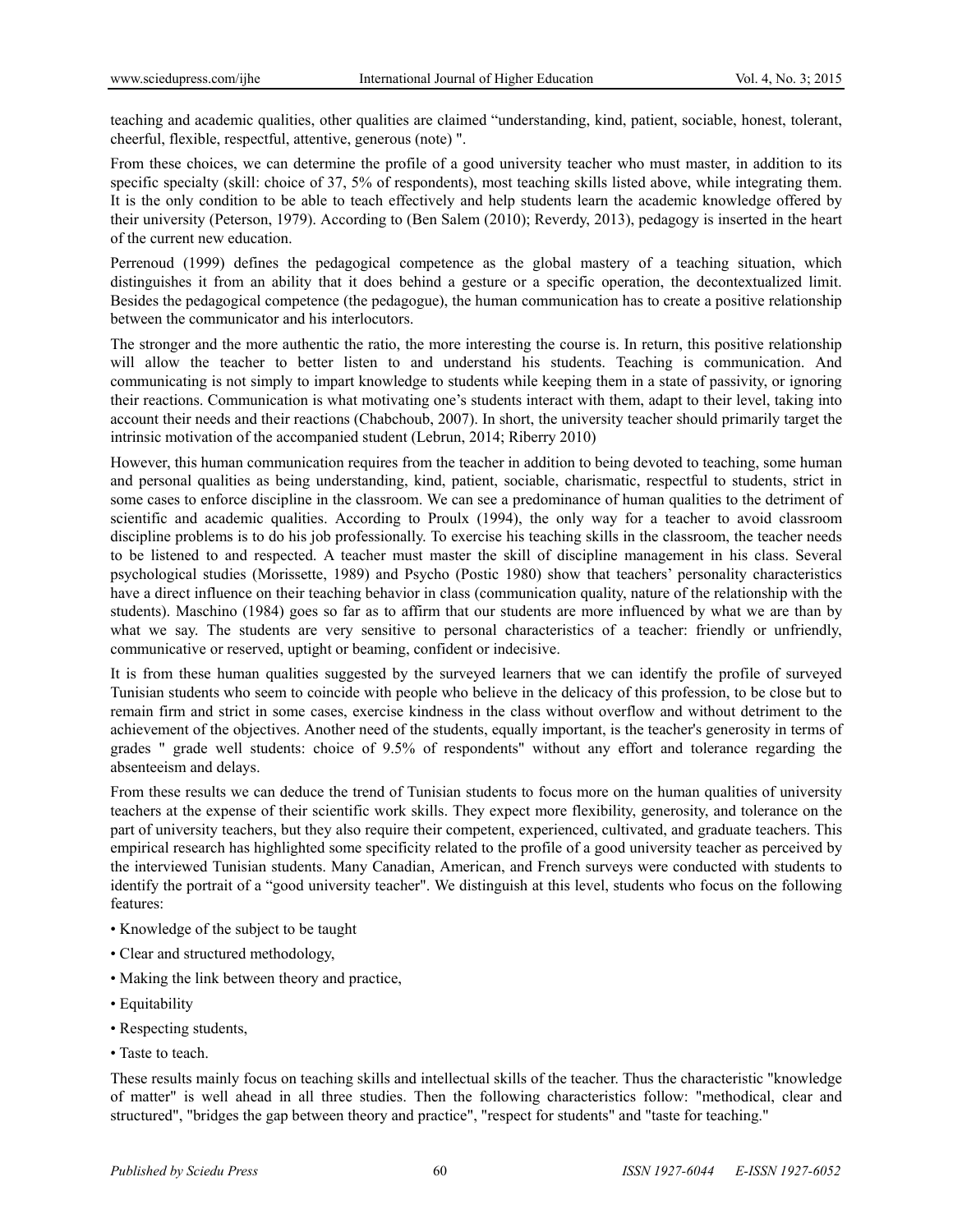teaching and academic qualities, other qualities are claimed "understanding, kind, patient, sociable, honest, tolerant, cheerful, flexible, respectful, attentive, generous (note) ".

From these choices, we can determine the profile of a good university teacher who must master, in addition to its specific specialty (skill: choice of 37, 5% of respondents), most teaching skills listed above, while integrating them. It is the only condition to be able to teach effectively and help students learn the academic knowledge offered by their university (Peterson, 1979). According to (Ben Salem (2010); Reverdy, 2013), pedagogy is inserted in the heart of the current new education.

Perrenoud (1999) defines the pedagogical competence as the global mastery of a teaching situation, which distinguishes it from an ability that it does behind a gesture or a specific operation, the decontextualized limit. Besides the pedagogical competence (the pedagogue), the human communication has to create a positive relationship between the communicator and his interlocutors.

The stronger and the more authentic the ratio, the more interesting the course is. In return, this positive relationship will allow the teacher to better listen to and understand his students. Teaching is communication. And communicating is not simply to impart knowledge to students while keeping them in a state of passivity, or ignoring their reactions. Communication is what motivating one's students interact with them, adapt to their level, taking into account their needs and their reactions (Chabchoub, 2007). In short, the university teacher should primarily target the intrinsic motivation of the accompanied student (Lebrun, 2014; Riberry 2010)

However, this human communication requires from the teacher in addition to being devoted to teaching, some human and personal qualities as being understanding, kind, patient, sociable, charismatic, respectful to students, strict in some cases to enforce discipline in the classroom. We can see a predominance of human qualities to the detriment of scientific and academic qualities. According to Proulx (1994), the only way for a teacher to avoid classroom discipline problems is to do his job professionally. To exercise his teaching skills in the classroom, the teacher needs to be listened to and respected. A teacher must master the skill of discipline management in his class. Several psychological studies (Morissette, 1989) and Psycho (Postic 1980) show that teachers' personality characteristics have a direct influence on their teaching behavior in class (communication quality, nature of the relationship with the students). Maschino (1984) goes so far as to affirm that our students are more influenced by what we are than by what we say. The students are very sensitive to personal characteristics of a teacher: friendly or unfriendly, communicative or reserved, uptight or beaming, confident or indecisive.

It is from these human qualities suggested by the surveyed learners that we can identify the profile of surveyed Tunisian students who seem to coincide with people who believe in the delicacy of this profession, to be close but to remain firm and strict in some cases, exercise kindness in the class without overflow and without detriment to the achievement of the objectives. Another need of the students, equally important, is the teacher's generosity in terms of grades " grade well students: choice of 9.5% of respondents" without any effort and tolerance regarding the absenteeism and delays.

From these results we can deduce the trend of Tunisian students to focus more on the human qualities of university teachers at the expense of their scientific work skills. They expect more flexibility, generosity, and tolerance on the part of university teachers, but they also require their competent, experienced, cultivated, and graduate teachers. This empirical research has highlighted some specificity related to the profile of a good university teacher as perceived by the interviewed Tunisian students. Many Canadian, American, and French surveys were conducted with students to identify the portrait of a "good university teacher". We distinguish at this level, students who focus on the following features:

- Knowledge of the subject to be taught
- Clear and structured methodology,
- Making the link between theory and practice,
- Equitability
- Respecting students,
- Taste to teach.

These results mainly focus on teaching skills and intellectual skills of the teacher. Thus the characteristic "knowledge of matter" is well ahead in all three studies. Then the following characteristics follow: "methodical, clear and structured", "bridges the gap between theory and practice", "respect for students" and "taste for teaching."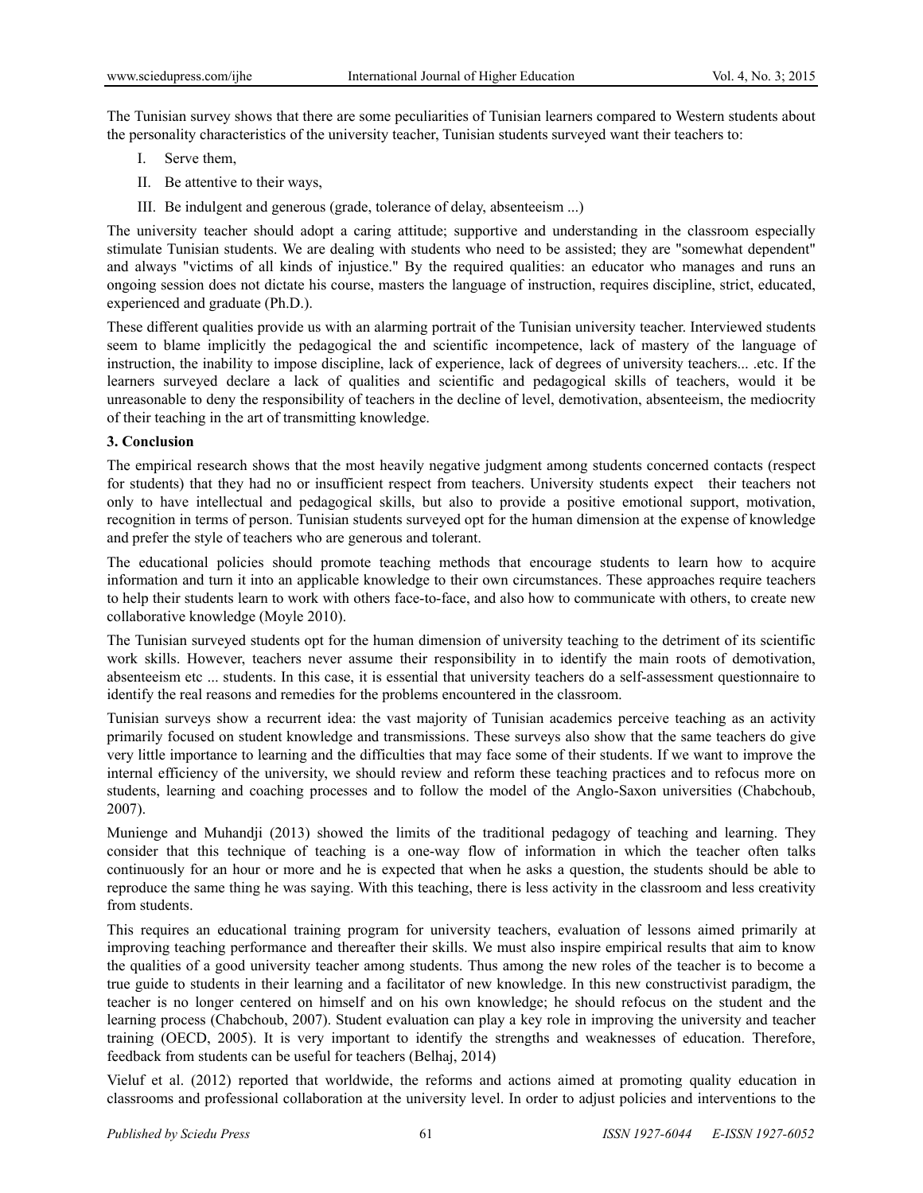The Tunisian survey shows that there are some peculiarities of Tunisian learners compared to Western students about the personality characteristics of the university teacher, Tunisian students surveyed want their teachers to:

I. Serve them,

II. Be attentive to their ways,

III. Be indulgent and generous (grade, tolerance of delay, absenteeism ...)

The university teacher should adopt a caring attitude; supportive and understanding in the classroom especially stimulate Tunisian students. We are dealing with students who need to be assisted; they are "somewhat dependent" and always "victims of all kinds of injustice." By the required qualities: an educator who manages and runs an ongoing session does not dictate his course, masters the language of instruction, requires discipline, strict, educated, experienced and graduate (Ph.D.).

These different qualities provide us with an alarming portrait of the Tunisian university teacher. Interviewed students seem to blame implicitly the pedagogical the and scientific incompetence, lack of mastery of the language of instruction, the inability to impose discipline, lack of experience, lack of degrees of university teachers... .etc. If the learners surveyed declare a lack of qualities and scientific and pedagogical skills of teachers, would it be unreasonable to deny the responsibility of teachers in the decline of level, demotivation, absenteeism, the mediocrity of their teaching in the art of transmitting knowledge.

## 3. Conclusion

The empirical research shows that the most heavily negative judgment among students concerned contacts (respect for students) that they had no or insufficient respect from teachers. University students expect their teachers not only to have intellectual and pedagogical skills, but also to provide a positive emotional support, motivation, recognition in terms of person. Tunisian students surveyed opt for the human dimension at the expense of knowledge and prefer the style of teachers who are generous and tolerant.

The educational policies should promote teaching methods that encourage students to learn how to acquire information and turn it into an applicable knowledge to their own circumstances. These approaches require teachers to help their students learn to work with others face-to-face, and also how to communicate with others, to create new collaborative knowledge (Moyle 2010).

The Tunisian surveyed students opt for the human dimension of university teaching to the detriment of its scientific work skills. However, teachers never assume their responsibility in to identify the main roots of demotivation, absenteeism etc ... students. In this case, it is essential that university teachers do a self-assessment questionnaire to identify the real reasons and remedies for the problems encountered in the classroom.

Tunisian surveys show a recurrent idea: the vast majority of Tunisian academics perceive teaching as an activity primarily focused on student knowledge and transmissions. These surveys also show that the same teachers do give very little importance to learning and the difficulties that may face some of their students. If we want to improve the internal efficiency of the university, we should review and reform these teaching practices and to refocus more on students, learning and coaching processes and to follow the model of the Anglo-Saxon universities (Chabchoub, 2007).

Munienge and Muhandji (2013) showed the limits of the traditional pedagogy of teaching and learning. They consider that this technique of teaching is a one-way flow of information in which the teacher often talks continuously for an hour or more and he is expected that when he asks a question, the students should be able to reproduce the same thing he was saying. With this teaching, there is less activity in the classroom and less creativity from students.

This requires an educational training program for university teachers, evaluation of lessons aimed primarily at improving teaching performance and thereafter their skills. We must also inspire empirical results that aim to know the qualities of a good university teacher among students. Thus among the new roles of the teacher is to become a true guide to students in their learning and a facilitator of new knowledge. In this new constructivist paradigm, the teacher is no longer centered on himself and on his own knowledge; he should refocus on the student and the learning process (Chabchoub, 2007). Student evaluation can play a key role in improving the university and teacher training (OECD, 2005). It is very important to identify the strengths and weaknesses of education. Therefore, feedback from students can be useful for teachers (Belhaj, 2014)

Vieluf et al. (2012) reported that worldwide, the reforms and actions aimed at promoting quality education in classrooms and professional collaboration at the university level. In order to adjust policies and interventions to the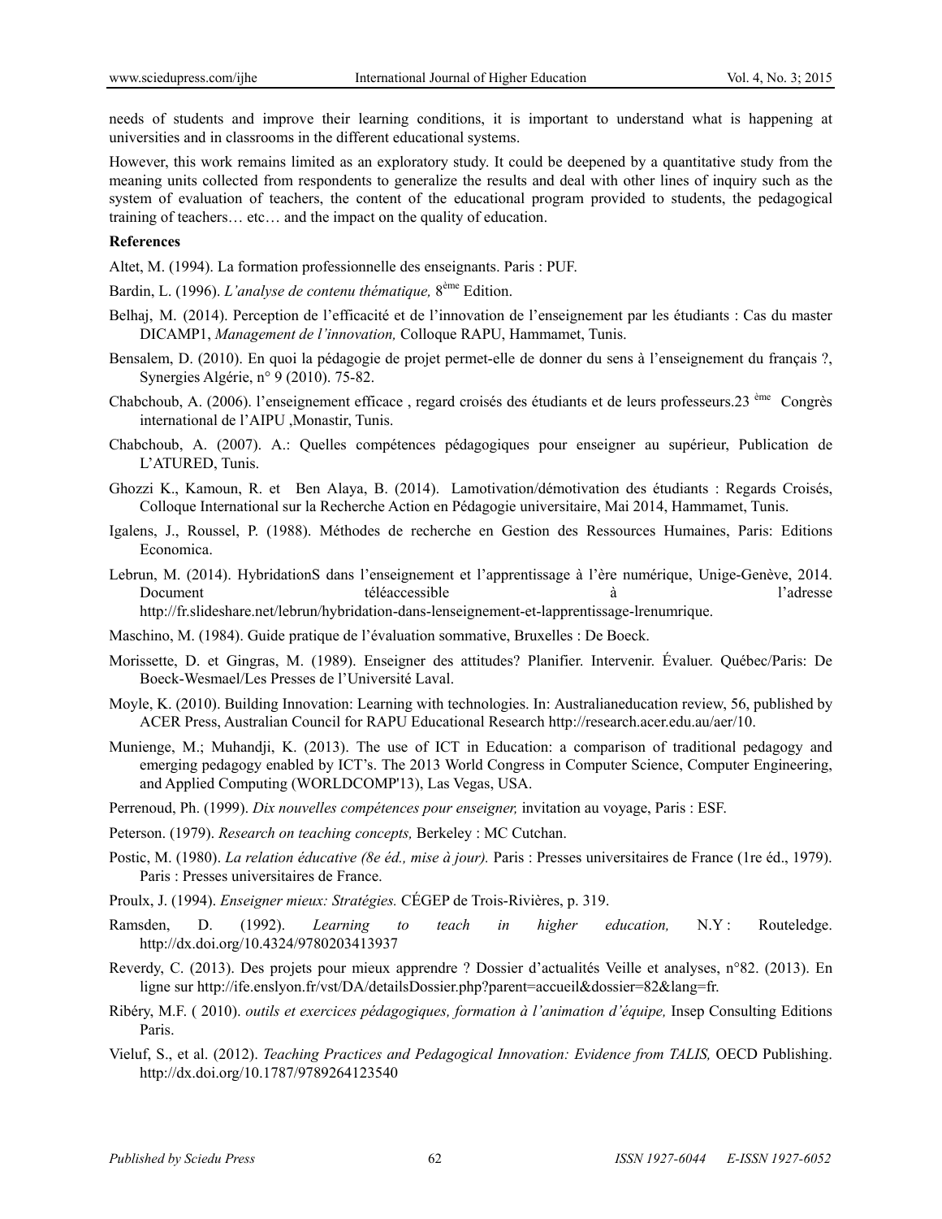needs of students and improve their learning conditions, it is important to understand what is happening at universities and in classrooms in the different educational systems.

However, this work remains limited as an exploratory study. It could be deepened by a quantitative study from the meaning units collected from respondents to generalize the results and deal with other lines of inquiry such as the system of evaluation of teachers, the content of the educational program provided to students, the pedagogical training of teachers… etc… and the impact on the quality of education.

**References**

Altet, M. (1994). La formation professionnelle des enseignants. Paris : PUF.

Bardin, L. (1996). *L'analyse de contenu thématique,* 8ème Edition.

Belhaj, M. (2014). Perception de l'efficacité et de l'innovation de l'enseignement par les étudiants : Cas du master DICAMP1, *Management de l'innovation,* Colloque RAPU, Hammamet, Tunis.

Bensalem, D. (2010). En quoi la pédagogie de projet permet-elle de donner du sens à l'enseignement du français ?, Synergies Algérie, n° 9 (2010). 75-82.

Chabchoub, A. (2006). l'enseignement efficace , regard croisés des étudiants et de leurs professeurs.23 ème Congrès international de l'AIPU ,Monastir, Tunis.

Chabchoub, A. (2007). A.: Quelles compétences pédagogiques pour enseigner au supérieur, Publication de L'ATURED, Tunis.

Ghozzi K., Kamoun, R. et Ben Alaya, B. (2014). Lamotivation/démotivation des étudiants : Regards Croisés, Colloque International sur la Recherche Action en Pédagogie universitaire, Mai 2014, Hammamet, Tunis.

Igalens, J., Roussel, P. (1988). Méthodes de recherche en Gestion des Ressources Humaines, Paris: Editions Economica.

Lebrun, M. (2014). HybridationS dans l'enseignement et l'apprentissage à l'ère numérique, Unige-Genève, 2014. Document téléaccessible à l'adresse http://fr.slideshare.net/lebrun/hybridation-dans-lenseignement-et-lapprentissage-lrenumrique.

Maschino, M. (1984). Guide pratique de l'évaluation sommative, Bruxelles : De Boeck.

Morissette, D. et Gingras, M. (1989). Enseigner des attitudes? Planifier. Intervenir. Évaluer. Québec/Paris: De Boeck-Wesmael/Les Presses de l'Université Laval.

Moyle, K. (2010). Building Innovation: Learning with technologies. In: Australianeducation review, 56, published by ACER Press, Australian Council for RAPU Educational Research http://research.acer.edu.au/aer/10.

Munienge, M.; Muhandji, K. (2013). The use of ICT in Education: a comparison of traditional pedagogy and emerging pedagogy enabled by ICT's. The 2013 World Congress in Computer Science, Computer Engineering, and Applied Computing (WORLDCOMP'13), Las Vegas, USA.

Perrenoud, Ph. (1999). *Dix nouvelles compétences pour enseigner,* invitation au voyage, Paris : ESF.

Peterson. (1979). *Research on teaching concepts,* Berkeley : MC Cutchan.

Postic, M. (1980). *La relation éducative (8e éd., mise à jour).* Paris : Presses universitaires de France (1re éd., 1979). Paris : Presses universitaires de France.

Proulx, J. (1994). *Enseigner mieux: Stratégies.* CÉGEP de Trois-Rivières, p. 319.

Ramsden, D. (1992). *Learning to teach in higher education,* N.Y : Routeledge. http://dx.doi.org/10.4324/9780203413937

Reverdy, C. (2013). Des projets pour mieux apprendre ? Dossier d'actualités Veille et analyses, n°82. (2013). En ligne sur http://ife.enslyon.fr/vst/DA/detailsDossier.php?parent=accueil&dossier=82&lang=fr.

Ribéry, M.F. ( 2010). *outils et exercices pédagogiques, formation à l'animation d'équipe,* Insep Consulting Editions Paris.

Vieluf, S., et al. (2012). *Teaching Practices and Pedagogical Innovation: Evidence from TALIS,* OECD Publishing. http://dx.doi.org/10.1787/9789264123540